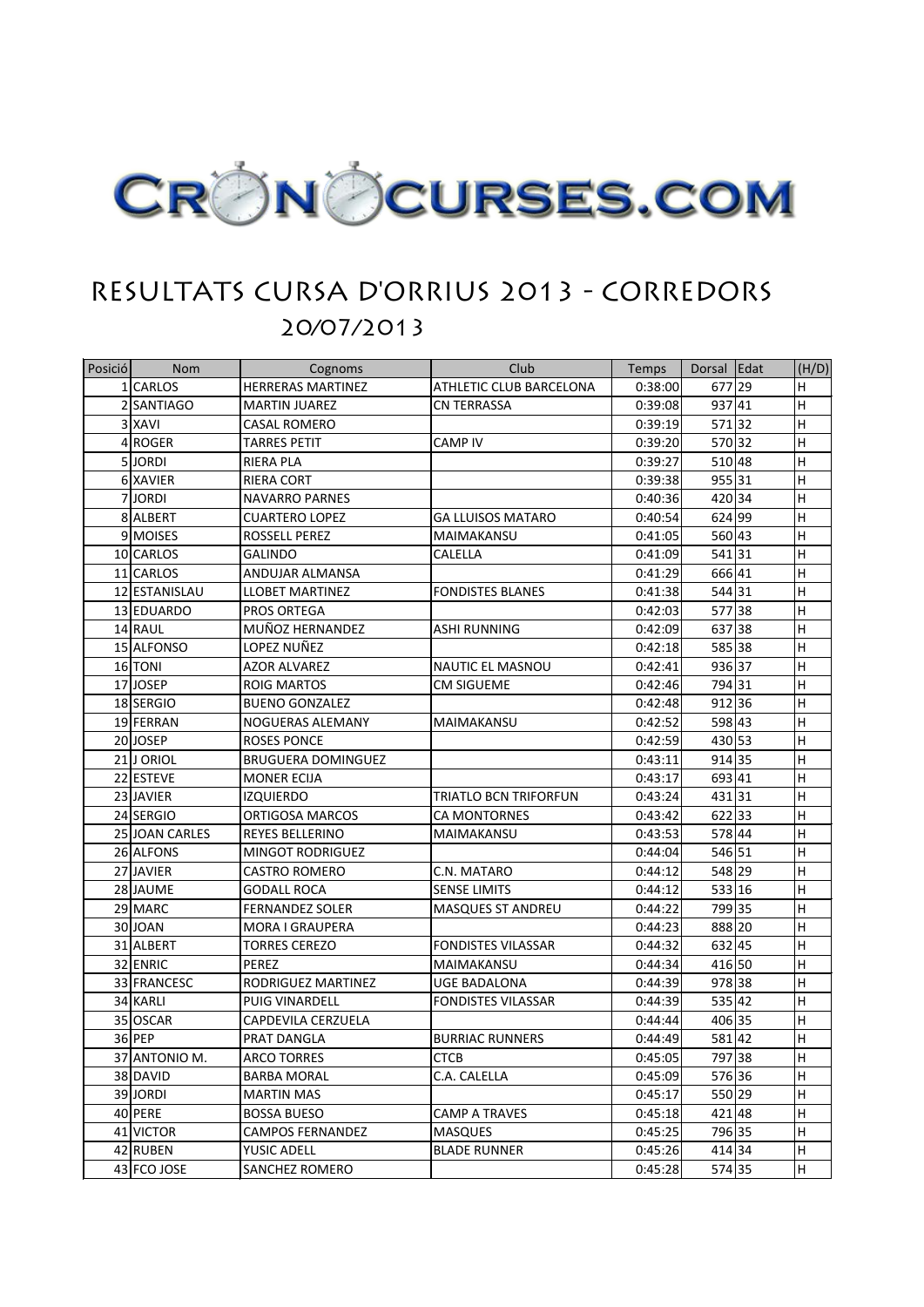# CRONOCURSES.COM

## RESULTATS CURSA D'ORRIUS 2013 - CORREDORS

### 20/07/2013

| Posició | Nom | Cognoms | Club | Temps | Dorsal | Edat | (H/D) |
|---|---|---|---|---|---|---|---|
| 1 | CARLOS | HERRERAS MARTINEZ | ATHLETIC CLUB BARCELONA | 0:38:00 | 677 | 29 | H |
| 2 | SANTIAGO | MARTIN JUAREZ | CN TERRASSA | 0:39:08 | 937 | 41 | H |
| 3 | XAVI | CASAL ROMERO | | 0:39:19 | 571 | 32 | H |
| 4 | ROGER | TARRES PETIT | CAMP IV | 0:39:20 | 570 | 32 | H |
| 5 | JORDI | RIERA PLA | | 0:39:27 | 510 | 48 | H |
| 6 | XAVIER | RIERA CORT | | 0:39:38 | 955 | 31 | H |
| 7 | JORDI | NAVARRO PARNES | | 0:40:36 | 420 | 34 | H |
| 8 | ALBERT | CUARTERO LOPEZ | GA LLUISOS MATARO | 0:40:54 | 624 | 99 | H |
| 9 | MOISES | ROSSELL PEREZ | MAIMAKANSU | 0:41:05 | 560 | 43 | H |
| 10 | CARLOS | GALINDO | CALELLA | 0:41:09 | 541 | 31 | H |
| 11 | CARLOS | ANDUJAR ALMANSA | | 0:41:29 | 666 | 41 | H |
| 12 | ESTANISLAU | LLOBET MARTINEZ | FONDISTES BLANES | 0:41:38 | 544 | 31 | H |
| 13 | EDUARDO | PROS ORTEGA | | 0:42:03 | 577 | 38 | H |
| 14 | RAUL | MUÑOZ HERNANDEZ | ASHI RUNNING | 0:42:09 | 637 | 38 | H |
| 15 | ALFONSO | LOPEZ NUÑEZ | | 0:42:18 | 585 | 38 | H |
| 16 | TONI | AZOR ALVAREZ | NAUTIC EL MASNOU | 0:42:41 | 936 | 37 | H |
| 17 | JOSEP | ROIG MARTOS | CM SIGUEME | 0:42:46 | 794 | 31 | H |
| 18 | SERGIO | BUENO GONZALEZ | | 0:42:48 | 912 | 36 | H |
| 19 | FERRAN | NOGUERAS ALEMANY | MAIMAKANSU | 0:42:52 | 598 | 43 | H |
| 20 | JOSEP | ROSES PONCE | | 0:42:59 | 430 | 53 | H |
| 21 | J ORIOL | BRUGUERA DOMINGUEZ | | 0:43:11 | 914 | 35 | H |
| 22 | ESTEVE | MONER ECIJA | | 0:43:17 | 693 | 41 | H |
| 23 | JAVIER | IZQUIERDO | TRIATLO BCN TRIFORFUN | 0:43:24 | 431 | 31 | H |
| 24 | SERGIO | ORTIGOSA MARCOS | CA MONTORNES | 0:43:42 | 622 | 33 | H |
| 25 | JOAN CARLES | REYES BELLERINO | MAIMAKANSU | 0:43:53 | 578 | 44 | H |
| 26 | ALFONS | MINGOT RODRIGUEZ | | 0:44:04 | 546 | 51 | H |
| 27 | JAVIER | CASTRO ROMERO | C.N. MATARO | 0:44:12 | 548 | 29 | H |
| 28 | JAUME | GODALL ROCA | SENSE LIMITS | 0:44:12 | 533 | 16 | H |
| 29 | MARC | FERNANDEZ SOLER | MASQUES ST ANDREU | 0:44:22 | 799 | 35 | H |
| 30 | JOAN | MORA I GRAUPERA | | 0:44:23 | 888 | 20 | H |
| 31 | ALBERT | TORRES CEREZO | FONDISTES VILASSAR | 0:44:32 | 632 | 45 | H |
| 32 | ENRIC | PEREZ | MAIMAKANSU | 0:44:34 | 416 | 50 | H |
| 33 | FRANCESC | RODRIGUEZ MARTINEZ | UGE BADALONA | 0:44:39 | 978 | 38 | H |
| 34 | KARLI | PUIG VINARDELL | FONDISTES VILASSAR | 0:44:39 | 535 | 42 | H |
| 35 | OSCAR | CAPDEVILA CERZUELA | | 0:44:44 | 406 | 35 | H |
| 36 | PEP | PRAT DANGLA | BURRIAC RUNNERS | 0:44:49 | 581 | 42 | H |
| 37 | ANTONIO M. | ARCO TORRES | CTCB | 0:45:05 | 797 | 38 | H |
| 38 | DAVID | BARBA MORAL | C.A. CALELLA | 0:45:09 | 576 | 36 | H |
| 39 | JORDI | MARTIN MAS | | 0:45:17 | 550 | 29 | H |
| 40 | PERE | BOSSA BUESO | CAMP A TRAVES | 0:45:18 | 421 | 48 | H |
| 41 | VICTOR | CAMPOS FERNANDEZ | MASQUES | 0:45:25 | 796 | 35 | H |
| 42 | RUBEN | YUSIC ADELL | BLADE RUNNER | 0:45:26 | 414 | 34 | H |
| 43 | FCO JOSE | SANCHEZ ROMERO | | 0:45:28 | 574 | 35 | H |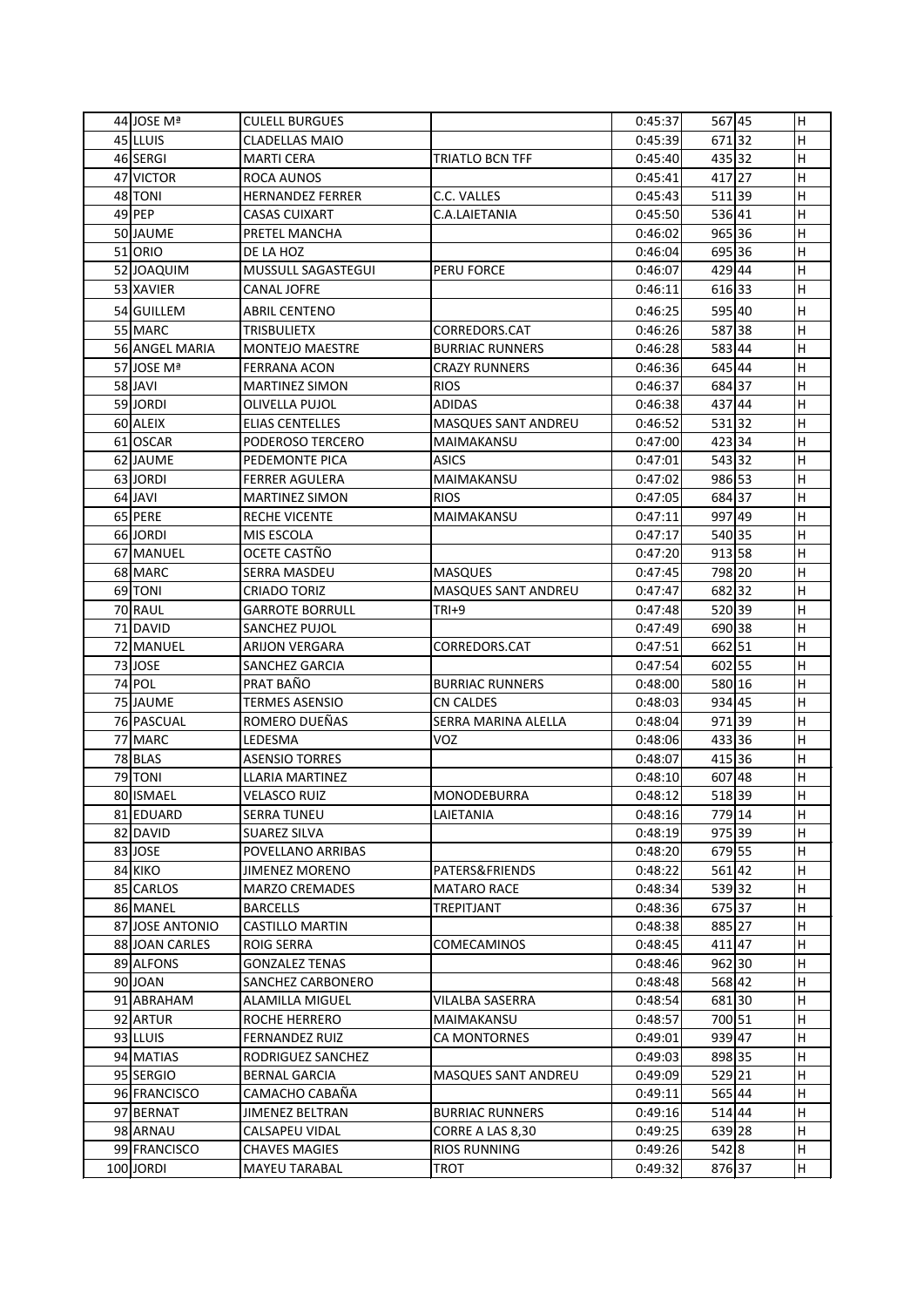| | | | | | | | |
|---|---|---|---|---|---|---|---|
| 44 | JOSE Mª | CULELL BURGUES | | 0:45:37 | 567 | 45 | H |
| 45 | LLUIS | CLADELLAS MAIO | | 0:45:39 | 671 | 32 | H |
| 46 | SERGI | MARTI CERA | TRIATLO BCN TFF | 0:45:40 | 435 | 32 | H |
| 47 | VICTOR | ROCA AUNOS | | 0:45:41 | 417 | 27 | H |
| 48 | TONI | HERNANDEZ FERRER | C.C. VALLES | 0:45:43 | 511 | 39 | H |
| 49 | PEP | CASAS CUIXART | C.A.LAIETANIA | 0:45:50 | 536 | 41 | H |
| 50 | JAUME | PRETEL MANCHA | | 0:46:02 | 965 | 36 | H |
| 51 | ORIO | DE LA HOZ | | 0:46:04 | 695 | 36 | H |
| 52 | JOAQUIM | MUSSULL SAGASTEGUI | PERU FORCE | 0:46:07 | 429 | 44 | H |
| 53 | XAVIER | CANAL JOFRE | | 0:46:11 | 616 | 33 | H |
| 54 | GUILLEM | ABRIL CENTENO | | 0:46:25 | 595 | 40 | H |
| 55 | MARC | TRISBULIETX | CORREDORS.CAT | 0:46:26 | 587 | 38 | H |
| 56 | ANGEL MARIA | MONTEJO MAESTRE | BURRIAC RUNNERS | 0:46:28 | 583 | 44 | H |
| 57 | JOSE Mª | FERRANA ACON | CRAZY RUNNERS | 0:46:36 | 645 | 44 | H |
| 58 | JAVI | MARTINEZ SIMON | RIOS | 0:46:37 | 684 | 37 | H |
| 59 | JORDI | OLIVELLA PUJOL | ADIDAS | 0:46:38 | 437 | 44 | H |
| 60 | ALEIX | ELIAS CENTELLES | MASQUES SANT ANDREU | 0:46:52 | 531 | 32 | H |
| 61 | OSCAR | PODEROSO TERCERO | MAIMAKANSU | 0:47:00 | 423 | 34 | H |
| 62 | JAUME | PEDEMONTE PICA | ASICS | 0:47:01 | 543 | 32 | H |
| 63 | JORDI | FERRER AGULERA | MAIMAKANSU | 0:47:02 | 986 | 53 | H |
| 64 | JAVI | MARTINEZ SIMON | RIOS | 0:47:05 | 684 | 37 | H |
| 65 | PERE | RECHE VICENTE | MAIMAKANSU | 0:47:11 | 997 | 49 | H |
| 66 | JORDI | MIS ESCOLA | | 0:47:17 | 540 | 35 | H |
| 67 | MANUEL | OCETE CASTÑO | | 0:47:20 | 913 | 58 | H |
| 68 | MARC | SERRA MASDEU | MASQUES | 0:47:45 | 798 | 20 | H |
| 69 | TONI | CRIADO TORIZ | MASQUES SANT ANDREU | 0:47:47 | 682 | 32 | H |
| 70 | RAUL | GARROTE BORRULL | TRI+9 | 0:47:48 | 520 | 39 | H |
| 71 | DAVID | SANCHEZ PUJOL | | 0:47:49 | 690 | 38 | H |
| 72 | MANUEL | ARIJON VERGARA | CORREDORS.CAT | 0:47:51 | 662 | 51 | H |
| 73 | JOSE | SANCHEZ GARCIA | | 0:47:54 | 602 | 55 | H |
| 74 | POL | PRAT BAÑO | BURRIAC RUNNERS | 0:48:00 | 580 | 16 | H |
| 75 | JAUME | TERMES ASENSIO | CN CALDES | 0:48:03 | 934 | 45 | H |
| 76 | PASCUAL | ROMERO DUEÑAS | SERRA MARINA ALELLA | 0:48:04 | 971 | 39 | H |
| 77 | MARC | LEDESMA | VOZ | 0:48:06 | 433 | 36 | H |
| 78 | BLAS | ASENSIO TORRES | | 0:48:07 | 415 | 36 | H |
| 79 | TONI | LLARIA MARTINEZ | | 0:48:10 | 607 | 48 | H |
| 80 | ISMAEL | VELASCO RUIZ | MONODEBURRA | 0:48:12 | 518 | 39 | H |
| 81 | EDUARD | SERRA TUNEU | LAIETANIA | 0:48:16 | 779 | 14 | H |
| 82 | DAVID | SUAREZ SILVA | | 0:48:19 | 975 | 39 | H |
| 83 | JOSE | POVELLANO ARRIBAS | | 0:48:20 | 679 | 55 | H |
| 84 | KIKO | JIMENEZ MORENO | PATERS&FRIENDS | 0:48:22 | 561 | 42 | H |
| 85 | CARLOS | MARZO CREMADES | MATARO RACE | 0:48:34 | 539 | 32 | H |
| 86 | MANEL | BARCELLS | TREPITJANT | 0:48:36 | 675 | 37 | H |
| 87 | JOSE ANTONIO | CASTILLO MARTIN | | 0:48:38 | 885 | 27 | H |
| 88 | JOAN CARLES | ROIG SERRA | COMECAMINOS | 0:48:45 | 411 | 47 | H |
| 89 | ALFONS | GONZALEZ TENAS | | 0:48:46 | 962 | 30 | H |
| 90 | JOAN | SANCHEZ CARBONERO | | 0:48:48 | 568 | 42 | H |
| 91 | ABRAHAM | ALAMILLA MIGUEL | VILALBA SASERRA | 0:48:54 | 681 | 30 | H |
| 92 | ARTUR | ROCHE HERRERO | MAIMAKANSU | 0:48:57 | 700 | 51 | H |
| 93 | LLUIS | FERNANDEZ RUIZ | CA MONTORNES | 0:49:01 | 939 | 47 | H |
| 94 | MATIAS | RODRIGUEZ SANCHEZ | | 0:49:03 | 898 | 35 | H |
| 95 | SERGIO | BERNAL GARCIA | MASQUES SANT ANDREU | 0:49:09 | 529 | 21 | H |
| 96 | FRANCISCO | CAMACHO CABAÑA | | 0:49:11 | 565 | 44 | H |
| 97 | BERNAT | JIMENEZ BELTRAN | BURRIAC RUNNERS | 0:49:16 | 514 | 44 | H |
| 98 | ARNAU | CALSAPEU VIDAL | CORRE A LAS 8,30 | 0:49:25 | 639 | 28 | H |
| 99 | FRANCISCO | CHAVES MAGIES | RIOS RUNNING | 0:49:26 | 542 | 8 | H |
| 100 | JORDI | MAYEU TARABAL | TROT | 0:49:32 | 876 | 37 | H |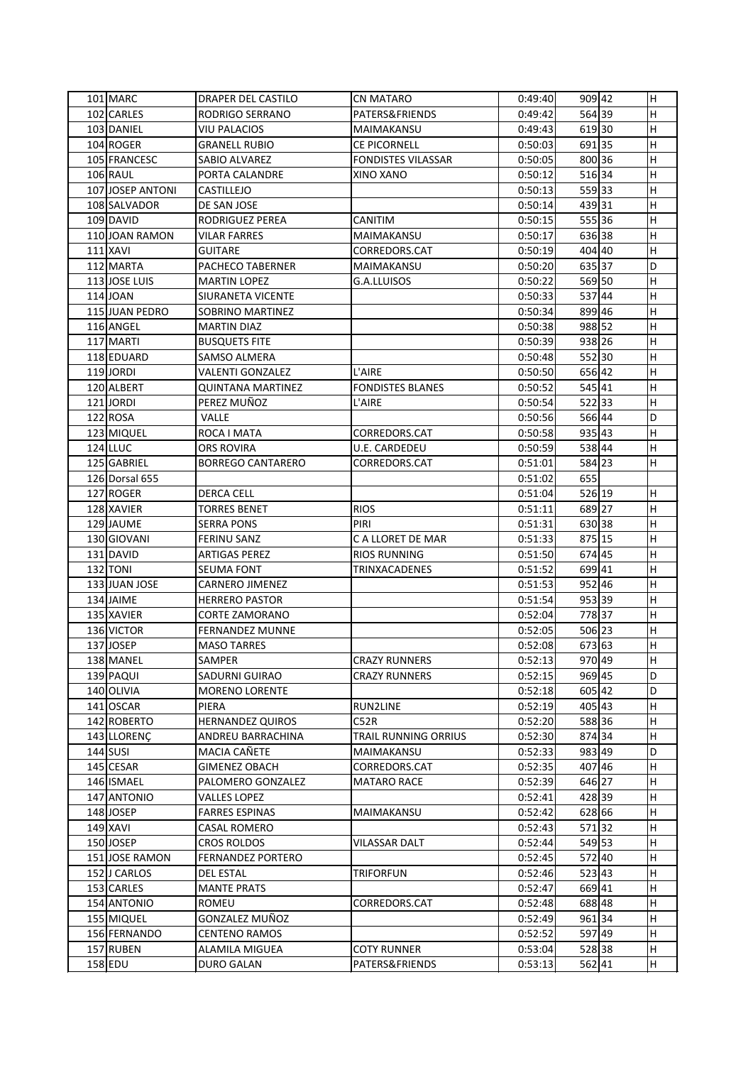| | | | | | | | |
|---|---|---|---|---|---|---|---|
| 101 | MARC | DRAPER DEL CASTILO | CN MATARO | 0:49:40 | 909 | 42 | H |
| 102 | CARLES | RODRIGO SERRANO | PATERS&FRIENDS | 0:49:42 | 564 | 39 | H |
| 103 | DANIEL | VIU PALACIOS | MAIMAKANSU | 0:49:43 | 619 | 30 | H |
| 104 | ROGER | GRANELL RUBIO | CE PICORNELL | 0:50:03 | 691 | 35 | H |
| 105 | FRANCESC | SABIO ALVAREZ | FONDISTES VILASSAR | 0:50:05 | 800 | 36 | H |
| 106 | RAUL | PORTA CALANDRE | XINO XANO | 0:50:12 | 516 | 34 | H |
| 107 | JOSEP ANTONI | CASTILLEJO | | 0:50:13 | 559 | 33 | H |
| 108 | SALVADOR | DE SAN JOSE | | 0:50:14 | 439 | 31 | H |
| 109 | DAVID | RODRIGUEZ PEREA | CANITIM | 0:50:15 | 555 | 36 | H |
| 110 | JOAN RAMON | VILAR FARRES | MAIMAKANSU | 0:50:17 | 636 | 38 | H |
| 111 | XAVI | GUITARE | CORREDORS.CAT | 0:50:19 | 404 | 40 | H |
| 112 | MARTA | PACHECO TABERNER | MAIMAKANSU | 0:50:20 | 635 | 37 | D |
| 113 | JOSE LUIS | MARTIN LOPEZ | G.A.LLUISOS | 0:50:22 | 569 | 50 | H |
| 114 | JOAN | SIURANETA VICENTE | | 0:50:33 | 537 | 44 | H |
| 115 | JUAN PEDRO | SOBRINO MARTINEZ | | 0:50:34 | 899 | 46 | H |
| 116 | ANGEL | MARTIN DIAZ | | 0:50:38 | 988 | 52 | H |
| 117 | MARTI | BUSQUETS FITE | | 0:50:39 | 938 | 26 | H |
| 118 | EDUARD | SAMSO ALMERA | | 0:50:48 | 552 | 30 | H |
| 119 | JORDI | VALENTI GONZALEZ | L'AIRE | 0:50:50 | 656 | 42 | H |
| 120 | ALBERT | QUINTANA MARTINEZ | FONDISTES BLANES | 0:50:52 | 545 | 41 | H |
| 121 | JORDI | PEREZ MUÑOZ | L'AIRE | 0:50:54 | 522 | 33 | H |
| 122 | ROSA | VALLE | | 0:50:56 | 566 | 44 | D |
| 123 | MIQUEL | ROCA I MATA | CORREDORS.CAT | 0:50:58 | 935 | 43 | H |
| 124 | LLUC | ORS ROVIRA | U.E. CARDEDEU | 0:50:59 | 538 | 44 | H |
| 125 | GABRIEL | BORREGO CANTARERO | CORREDORS.CAT | 0:51:01 | 584 | 23 | H |
| 126 | Dorsal 655 | | | 0:51:02 | 655 | | |
| 127 | ROGER | DERCA CELL | | 0:51:04 | 526 | 19 | H |
| 128 | XAVIER | TORRES BENET | RIOS | 0:51:11 | 689 | 27 | H |
| 129 | JAUME | SERRA PONS | PIRI | 0:51:31 | 630 | 38 | H |
| 130 | GIOVANI | FERINU SANZ | C A LLORET DE MAR | 0:51:33 | 875 | 15 | H |
| 131 | DAVID | ARTIGAS PEREZ | RIOS RUNNING | 0:51:50 | 674 | 45 | H |
| 132 | TONI | SEUMA FONT | TRINXACADENES | 0:51:52 | 699 | 41 | H |
| 133 | JUAN JOSE | CARNERO JIMENEZ | | 0:51:53 | 952 | 46 | H |
| 134 | JAIME | HERRERO PASTOR | | 0:51:54 | 953 | 39 | H |
| 135 | XAVIER | CORTE ZAMORANO | | 0:52:04 | 778 | 37 | H |
| 136 | VICTOR | FERNANDEZ MUNNE | | 0:52:05 | 506 | 23 | H |
| 137 | JOSEP | MASO TARRES | | 0:52:08 | 673 | 63 | H |
| 138 | MANEL | SAMPER | CRAZY RUNNERS | 0:52:13 | 970 | 49 | H |
| 139 | PAQUI | SADURNI GUIRAO | CRAZY RUNNERS | 0:52:15 | 969 | 45 | D |
| 140 | OLIVIA | MORENO LORENTE | | 0:52:18 | 605 | 42 | D |
| 141 | OSCAR | PIERA | RUN2LINE | 0:52:19 | 405 | 43 | H |
| 142 | ROBERTO | HERNANDEZ QUIROS | C52R | 0:52:20 | 588 | 36 | H |
| 143 | LLORENÇ | ANDREU BARRACHINA | TRAIL RUNNING ORRIUS | 0:52:30 | 874 | 34 | H |
| 144 | SUSI | MACIA CAÑETE | MAIMAKANSU | 0:52:33 | 983 | 49 | D |
| 145 | CESAR | GIMENEZ OBACH | CORREDORS.CAT | 0:52:35 | 407 | 46 | H |
| 146 | ISMAEL | PALOMERO GONZALEZ | MATARO RACE | 0:52:39 | 646 | 27 | H |
| 147 | ANTONIO | VALLES LOPEZ | | 0:52:41 | 428 | 39 | H |
| 148 | JOSEP | FARRES ESPINAS | MAIMAKANSU | 0:52:42 | 628 | 66 | H |
| 149 | XAVI | CASAL ROMERO | | 0:52:43 | 571 | 32 | H |
| 150 | JOSEP | CROS ROLDOS | VILASSAR DALT | 0:52:44 | 549 | 53 | H |
| 151 | JOSE RAMON | FERNANDEZ PORTERO | | 0:52:45 | 572 | 40 | H |
| 152 | J CARLOS | DEL ESTAL | TRIFORFUN | 0:52:46 | 523 | 43 | H |
| 153 | CARLES | MANTE PRATS | | 0:52:47 | 669 | 41 | H |
| 154 | ANTONIO | ROMEU | CORREDORS.CAT | 0:52:48 | 688 | 48 | H |
| 155 | MIQUEL | GONZALEZ MUÑOZ | | 0:52:49 | 961 | 34 | H |
| 156 | FERNANDO | CENTENO RAMOS | | 0:52:52 | 597 | 49 | H |
| 157 | RUBEN | ALAMILA MIGUEA | COTY RUNNER | 0:53:04 | 528 | 38 | H |
| 158 | EDU | DURO GALAN | PATERS&FRIENDS | 0:53:13 | 562 | 41 | H |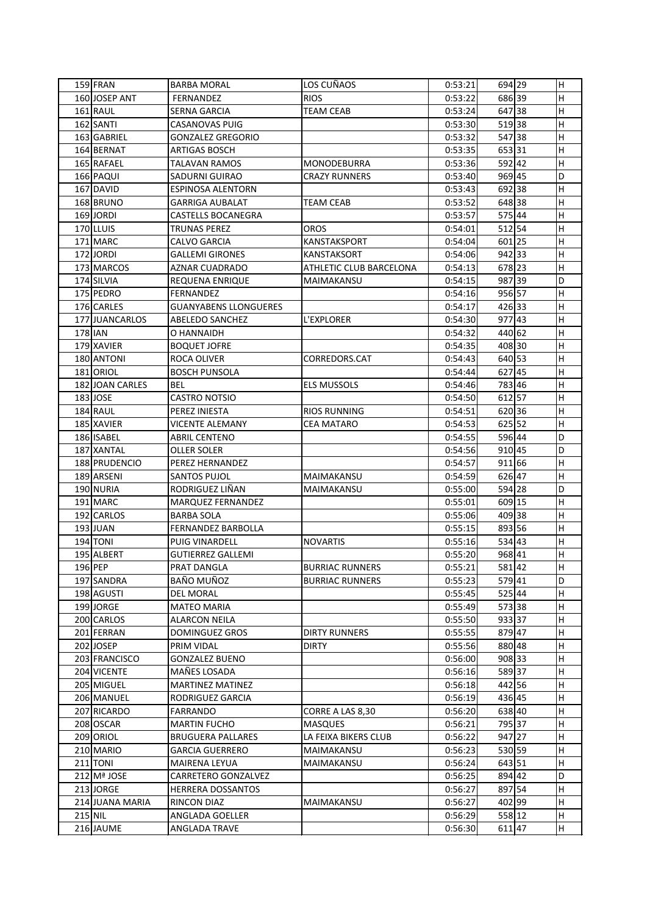| | | | | | | | |
|---|---|---|---|---|---|---|---|
| 159 | FRAN | BARBA MORAL | LOS CUÑAOS | 0:53:21 | 694 | 29 | H |
| 160 | JOSEP ANT | FERNANDEZ | RIOS | 0:53:22 | 686 | 39 | H |
| 161 | RAUL | SERNA GARCIA | TEAM CEAB | 0:53:24 | 647 | 38 | H |
| 162 | SANTI | CASANOVAS PUIG | | 0:53:30 | 519 | 38 | H |
| 163 | GABRIEL | GONZALEZ GREGORIO | | 0:53:32 | 547 | 38 | H |
| 164 | BERNAT | ARTIGAS BOSCH | | 0:53:35 | 653 | 31 | H |
| 165 | RAFAEL | TALAVAN RAMOS | MONODEBURRA | 0:53:36 | 592 | 42 | H |
| 166 | PAQUI | SADURNI GUIRAO | CRAZY RUNNERS | 0:53:40 | 969 | 45 | D |
| 167 | DAVID | ESPINOSA ALENTORN | | 0:53:43 | 692 | 38 | H |
| 168 | BRUNO | GARRIGA AUBALAT | TEAM CEAB | 0:53:52 | 648 | 38 | H |
| 169 | JORDI | CASTELLS BOCANEGRA | | 0:53:57 | 575 | 44 | H |
| 170 | LLUIS | TRUNAS PEREZ | OROS | 0:54:01 | 512 | 54 | H |
| 171 | MARC | CALVO GARCIA | KANSTAKSPORT | 0:54:04 | 601 | 25 | H |
| 172 | JORDI | GALLEMI GIRONES | KANSTAKSORT | 0:54:06 | 942 | 33 | H |
| 173 | MARCOS | AZNAR CUADRADO | ATHLETIC CLUB BARCELONA | 0:54:13 | 678 | 23 | H |
| 174 | SILVIA | REQUENA ENRIQUE | MAIMAKANSU | 0:54:15 | 987 | 39 | D |
| 175 | PEDRO | FERNANDEZ | | 0:54:16 | 956 | 57 | H |
| 176 | CARLES | GUANYABENS LLONGUERES | | 0:54:17 | 426 | 33 | H |
| 177 | JUANCARLOS | ABELEDO SANCHEZ | L'EXPLORER | 0:54:30 | 977 | 43 | H |
| 178 | IAN | O HANNAIDH | | 0:54:32 | 440 | 62 | H |
| 179 | XAVIER | BOQUET JOFRE | | 0:54:35 | 408 | 30 | H |
| 180 | ANTONI | ROCA OLIVER | CORREDORS.CAT | 0:54:43 | 640 | 53 | H |
| 181 | ORIOL | BOSCH PUNSOLA | | 0:54:44 | 627 | 45 | H |
| 182 | JOAN CARLES | BEL | ELS MUSSOLS | 0:54:46 | 783 | 46 | H |
| 183 | JOSE | CASTRO NOTSIO | | 0:54:50 | 612 | 57 | H |
| 184 | RAUL | PEREZ INIESTA | RIOS RUNNING | 0:54:51 | 620 | 36 | H |
| 185 | XAVIER | VICENTE ALEMANY | CEA MATARO | 0:54:53 | 625 | 52 | H |
| 186 | ISABEL | ABRIL CENTENO | | 0:54:55 | 596 | 44 | D |
| 187 | XANTAL | OLLER SOLER | | 0:54:56 | 910 | 45 | D |
| 188 | PRUDENCIO | PEREZ HERNANDEZ | | 0:54:57 | 911 | 66 | H |
| 189 | ARSENI | SANTOS PUJOL | MAIMAKANSU | 0:54:59 | 626 | 47 | H |
| 190 | NURIA | RODRIGUEZ LIÑAN | MAIMAKANSU | 0:55:00 | 594 | 28 | D |
| 191 | MARC | MARQUEZ FERNANDEZ | | 0:55:01 | 609 | 15 | H |
| 192 | CARLOS | BARBA SOLA | | 0:55:06 | 409 | 38 | H |
| 193 | JUAN | FERNANDEZ BARBOLLA | | 0:55:15 | 893 | 56 | H |
| 194 | TONI | PUIG VINARDELL | NOVARTIS | 0:55:16 | 534 | 43 | H |
| 195 | ALBERT | GUTIERREZ GALLEMI | | 0:55:20 | 968 | 41 | H |
| 196 | PEP | PRAT DANGLA | BURRIAC RUNNERS | 0:55:21 | 581 | 42 | H |
| 197 | SANDRA | BAÑO MUÑOZ | BURRIAC RUNNERS | 0:55:23 | 579 | 41 | D |
| 198 | AGUSTI | DEL MORAL | | 0:55:45 | 525 | 44 | H |
| 199 | JORGE | MATEO MARIA | | 0:55:49 | 573 | 38 | H |
| 200 | CARLOS | ALARCON NEILA | | 0:55:50 | 933 | 37 | H |
| 201 | FERRAN | DOMINGUEZ GROS | DIRTY RUNNERS | 0:55:55 | 879 | 47 | H |
| 202 | JOSEP | PRIM VIDAL | DIRTY | 0:55:56 | 880 | 48 | H |
| 203 | FRANCISCO | GONZALEZ BUENO | | 0:56:00 | 908 | 33 | H |
| 204 | VICENTE | MAÑES LOSADA | | 0:56:16 | 589 | 37 | H |
| 205 | MIGUEL | MARTINEZ MATINEZ | | 0:56:18 | 442 | 56 | H |
| 206 | MANUEL | RODRIGUEZ GARCIA | | 0:56:19 | 436 | 45 | H |
| 207 | RICARDO | FARRANDO | CORRE A LAS 8,30 | 0:56:20 | 638 | 40 | H |
| 208 | OSCAR | MARTIN FUCHO | MASQUES | 0:56:21 | 795 | 37 | H |
| 209 | ORIOL | BRUGUERA PALLARES | LA FEIXA BIKERS CLUB | 0:56:22 | 947 | 27 | H |
| 210 | MARIO | GARCIA GUERRERO | MAIMAKANSU | 0:56:23 | 530 | 59 | H |
| 211 | TONI | MAIRENA LEYUA | MAIMAKANSU | 0:56:24 | 643 | 51 | H |
| 212 | Mª JOSE | CARRETERO GONZALVEZ | | 0:56:25 | 894 | 42 | D |
| 213 | JORGE | HERRERA DOSSANTOS | | 0:56:27 | 897 | 54 | H |
| 214 | JUANA MARIA | RINCON DIAZ | MAIMAKANSU | 0:56:27 | 402 | 99 | H |
| 215 | NIL | ANGLADA GOELLER | | 0:56:29 | 558 | 12 | H |
| 216 | JAUME | ANGLADA TRAVE | | 0:56:30 | 611 | 47 | H |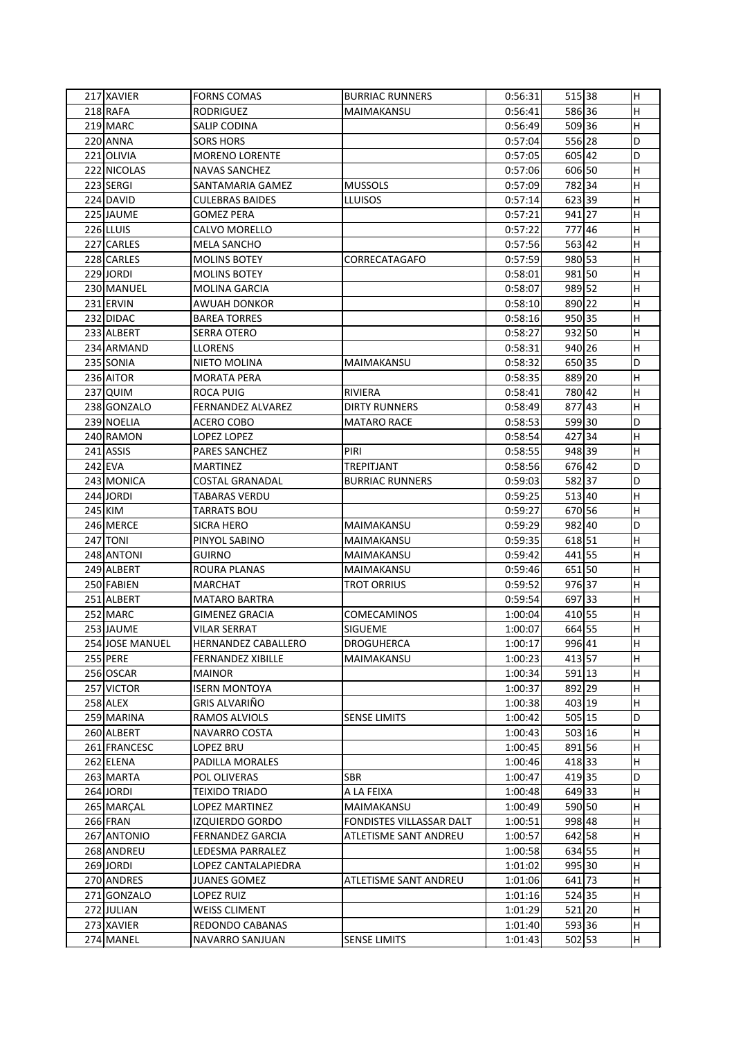| | | | | | | | |
|---|---|---|---|---|---|---|---|
| 217 | XAVIER | FORNS COMAS | BURRIAC RUNNERS | 0:56:31 | 515 | 38 | H |
| 218 | RAFA | RODRIGUEZ | MAIMAKANSU | 0:56:41 | 586 | 36 | H |
| 219 | MARC | SALIP CODINA | | 0:56:49 | 509 | 36 | H |
| 220 | ANNA | SORS HORS | | 0:57:04 | 556 | 28 | D |
| 221 | OLIVIA | MORENO LORENTE | | 0:57:05 | 605 | 42 | D |
| 222 | NICOLAS | NAVAS SANCHEZ | | 0:57:06 | 606 | 50 | H |
| 223 | SERGI | SANTAMARIA GAMEZ | MUSSOLS | 0:57:09 | 782 | 34 | H |
| 224 | DAVID | CULEBRAS BAIDES | LLUISOS | 0:57:14 | 623 | 39 | H |
| 225 | JAUME | GOMEZ PERA | | 0:57:21 | 941 | 27 | H |
| 226 | LLUIS | CALVO MORELLO | | 0:57:22 | 777 | 46 | H |
| 227 | CARLES | MELA SANCHO | | 0:57:56 | 563 | 42 | H |
| 228 | CARLES | MOLINS BOTEY | CORRECATAGAFO | 0:57:59 | 980 | 53 | H |
| 229 | JORDI | MOLINS BOTEY | | 0:58:01 | 981 | 50 | H |
| 230 | MANUEL | MOLINA GARCIA | | 0:58:07 | 989 | 52 | H |
| 231 | ERVIN | AWUAH DONKOR | | 0:58:10 | 890 | 22 | H |
| 232 | DIDAC | BAREA TORRES | | 0:58:16 | 950 | 35 | H |
| 233 | ALBERT | SERRA OTERO | | 0:58:27 | 932 | 50 | H |
| 234 | ARMAND | LLORENS | | 0:58:31 | 940 | 26 | H |
| 235 | SONIA | NIETO MOLINA | MAIMAKANSU | 0:58:32 | 650 | 35 | D |
| 236 | AITOR | MORATA PERA | | 0:58:35 | 889 | 20 | H |
| 237 | QUIM | ROCA PUIG | RIVIERA | 0:58:41 | 780 | 42 | H |
| 238 | GONZALO | FERNANDEZ ALVAREZ | DIRTY RUNNERS | 0:58:49 | 877 | 43 | H |
| 239 | NOELIA | ACERO COBO | MATARO RACE | 0:58:53 | 599 | 30 | D |
| 240 | RAMON | LOPEZ LOPEZ | | 0:58:54 | 427 | 34 | H |
| 241 | ASSIS | PARES SANCHEZ | PIRI | 0:58:55 | 948 | 39 | H |
| 242 | EVA | MARTINEZ | TREPITJANT | 0:58:56 | 676 | 42 | D |
| 243 | MONICA | COSTAL GRANADAL | BURRIAC RUNNERS | 0:59:03 | 582 | 37 | D |
| 244 | JORDI | TABARAS VERDU | | 0:59:25 | 513 | 40 | H |
| 245 | KIM | TARRATS BOU | | 0:59:27 | 670 | 56 | H |
| 246 | MERCE | SICRA HERO | MAIMAKANSU | 0:59:29 | 982 | 40 | D |
| 247 | TONI | PINYOL SABINO | MAIMAKANSU | 0:59:35 | 618 | 51 | H |
| 248 | ANTONI | GUIRNO | MAIMAKANSU | 0:59:42 | 441 | 55 | H |
| 249 | ALBERT | ROURA PLANAS | MAIMAKANSU | 0:59:46 | 651 | 50 | H |
| 250 | FABIEN | MARCHAT | TROT ORRIUS | 0:59:52 | 976 | 37 | H |
| 251 | ALBERT | MATARO BARTRA | | 0:59:54 | 697 | 33 | H |
| 252 | MARC | GIMENEZ GRACIA | COMECAMINOS | 1:00:04 | 410 | 55 | H |
| 253 | JAUME | VILAR SERRAT | SIGUEME | 1:00:07 | 664 | 55 | H |
| 254 | JOSE MANUEL | HERNANDEZ CABALLERO | DROGUHERCA | 1:00:17 | 996 | 41 | H |
| 255 | PERE | FERNANDEZ XIBILLE | MAIMAKANSU | 1:00:23 | 413 | 57 | H |
| 256 | OSCAR | MAINOR | | 1:00:34 | 591 | 13 | H |
| 257 | VICTOR | ISERN MONTOYA | | 1:00:37 | 892 | 29 | H |
| 258 | ALEX | GRIS ALVARIÑO | | 1:00:38 | 403 | 19 | H |
| 259 | MARINA | RAMOS ALVIOLS | SENSE LIMITS | 1:00:42 | 505 | 15 | D |
| 260 | ALBERT | NAVARRO COSTA | | 1:00:43 | 503 | 16 | H |
| 261 | FRANCESC | LOPEZ BRU | | 1:00:45 | 891 | 56 | H |
| 262 | ELENA | PADILLA MORALES | | 1:00:46 | 418 | 33 | H |
| 263 | MARTA | POL OLIVERAS | SBR | 1:00:47 | 419 | 35 | D |
| 264 | JORDI | TEIXIDO TRIADO | A LA FEIXA | 1:00:48 | 649 | 33 | H |
| 265 | MARÇAL | LOPEZ MARTINEZ | MAIMAKANSU | 1:00:49 | 590 | 50 | H |
| 266 | FRAN | IZQUIERDO GORDO | FONDISTES VILLASSAR DALT | 1:00:51 | 998 | 48 | H |
| 267 | ANTONIO | FERNANDEZ GARCIA | ATLETISME SANT ANDREU | 1:00:57 | 642 | 58 | H |
| 268 | ANDREU | LEDESMA PARRALEZ | | 1:00:58 | 634 | 55 | H |
| 269 | JORDI | LOPEZ CANTALAPIEDRA | | 1:01:02 | 995 | 30 | H |
| 270 | ANDRES | JUANES GOMEZ | ATLETISME SANT ANDREU | 1:01:06 | 641 | 73 | H |
| 271 | GONZALO | LOPEZ RUIZ | | 1:01:16 | 524 | 35 | H |
| 272 | JULIAN | WEISS CLIMENT | | 1:01:29 | 521 | 20 | H |
| 273 | XAVIER | REDONDO CABANAS | | 1:01:40 | 593 | 36 | H |
| 274 | MANEL | NAVARRO SANJUAN | SENSE LIMITS | 1:01:43 | 502 | 53 | H |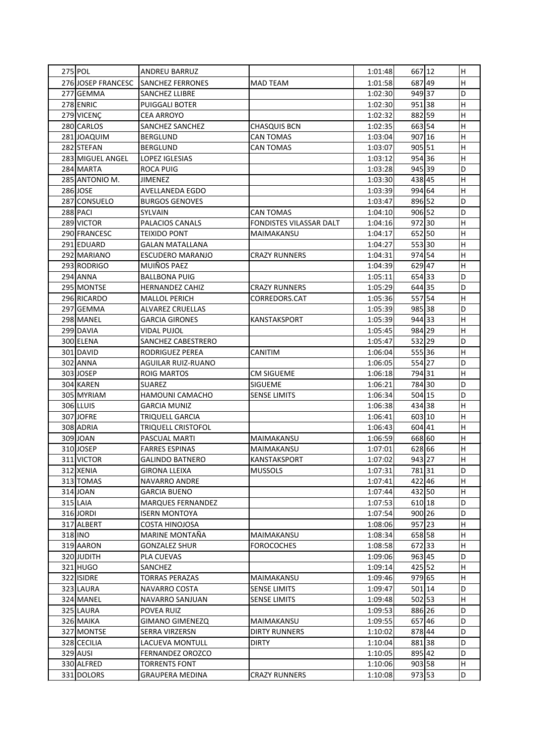| 275 | POL | ANDREU BARRUZ | | 1:01:48 | 667 | 12 | H |
|---|---|---|---|---|---|---|---|
| 276 | JOSEP FRANCESC | SANCHEZ FERRONES | MAD TEAM | 1:01:58 | 687 | 49 | H |
| 277 | GEMMA | SANCHEZ LLIBRE | | 1:02:30 | 949 | 37 | D |
| 278 | ENRIC | PUIGGALI BOTER | | 1:02:30 | 951 | 38 | H |
| 279 | VICENÇ | CEA ARROYO | | 1:02:32 | 882 | 59 | H |
| 280 | CARLOS | SANCHEZ SANCHEZ | CHASQUIS BCN | 1:02:35 | 663 | 54 | H |
| 281 | JOAQUIM | BERGLUND | CAN TOMAS | 1:03:04 | 907 | 16 | H |
| 282 | STEFAN | BERGLUND | CAN TOMAS | 1:03:07 | 905 | 51 | H |
| 283 | MIGUEL ANGEL | LOPEZ IGLESIAS | | 1:03:12 | 954 | 36 | H |
| 284 | MARTA | ROCA PUIG | | 1:03:28 | 945 | 39 | D |
| 285 | ANTONIO M. | JIMENEZ | | 1:03:30 | 438 | 45 | H |
| 286 | JOSE | AVELLANEDA EGDO | | 1:03:39 | 994 | 64 | H |
| 287 | CONSUELO | BURGOS GENOVES | | 1:03:47 | 896 | 52 | D |
| 288 | PACI | SYLVAIN | CAN TOMAS | 1:04:10 | 906 | 52 | D |
| 289 | VICTOR | PALACIOS CANALS | FONDISTES VILASSAR DALT | 1:04:16 | 972 | 30 | H |
| 290 | FRANCESC | TEIXIDO PONT | MAIMAKANSU | 1:04:17 | 652 | 50 | H |
| 291 | EDUARD | GALAN MATALLANA | | 1:04:27 | 553 | 30 | H |
| 292 | MARIANO | ESCUDERO MARANJO | CRAZY RUNNERS | 1:04:31 | 974 | 54 | H |
| 293 | RODRIGO | MUIÑOS PAEZ | | 1:04:39 | 629 | 47 | H |
| 294 | ANNA | BALLBONA PUIG | | 1:05:11 | 654 | 33 | D |
| 295 | MONTSE | HERNANDEZ CAHIZ | CRAZY RUNNERS | 1:05:29 | 644 | 35 | D |
| 296 | RICARDO | MALLOL PERICH | CORREDORS.CAT | 1:05:36 | 557 | 54 | H |
| 297 | GEMMA | ALVAREZ CRUELLAS | | 1:05:39 | 985 | 38 | D |
| 298 | MANEL | GARCIA GIRONES | KANSTAKSPORT | 1:05:39 | 944 | 33 | H |
| 299 | DAVIA | VIDAL PUJOL | | 1:05:45 | 984 | 29 | H |
| 300 | ELENA | SANCHEZ CABESTRERO | | 1:05:47 | 532 | 29 | D |
| 301 | DAVID | RODRIGUEZ PEREA | CANITIM | 1:06:04 | 555 | 36 | H |
| 302 | ANNA | AGUILAR RUIZ-RUANO | | 1:06:05 | 554 | 27 | D |
| 303 | JOSEP | ROIG MARTOS | CM SIGUEME | 1:06:18 | 794 | 31 | H |
| 304 | KAREN | SUAREZ | SIGUEME | 1:06:21 | 784 | 30 | D |
| 305 | MYRIAM | HAMOUNI CAMACHO | SENSE LIMITS | 1:06:34 | 504 | 15 | D |
| 306 | LLUIS | GARCIA MUNIZ | | 1:06:38 | 434 | 38 | H |
| 307 | JOFRE | TRIQUELL GARCIA | | 1:06:41 | 603 | 10 | H |
| 308 | ADRIA | TRIQUELL CRISTOFOL | | 1:06:43 | 604 | 41 | H |
| 309 | JOAN | PASCUAL MARTI | MAIMAKANSU | 1:06:59 | 668 | 60 | H |
| 310 | JOSEP | FARRES ESPINAS | MAIMAKANSU | 1:07:01 | 628 | 66 | H |
| 311 | VICTOR | GALINDO BATNERO | KANSTAKSPORT | 1:07:02 | 943 | 27 | H |
| 312 | XENIA | GIRONA LLEIXA | MUSSOLS | 1:07:31 | 781 | 31 | D |
| 313 | TOMAS | NAVARRO ANDRE | | 1:07:41 | 422 | 46 | H |
| 314 | JOAN | GARCIA BUENO | | 1:07:44 | 432 | 50 | H |
| 315 | LAIA | MARQUES FERNANDEZ | | 1:07:53 | 610 | 18 | D |
| 316 | JORDI | ISERN MONTOYA | | 1:07:54 | 900 | 26 | D |
| 317 | ALBERT | COSTA HINOJOSA | | 1:08:06 | 957 | 23 | H |
| 318 | INO | MARINE MONTAÑA | MAIMAKANSU | 1:08:34 | 658 | 58 | H |
| 319 | AARON | GONZALEZ SHUR | FOROCOCHES | 1:08:58 | 672 | 33 | H |
| 320 | JUDITH | PLA CUEVAS | | 1:09:06 | 963 | 45 | D |
| 321 | HUGO | SANCHEZ | | 1:09:14 | 425 | 52 | H |
| 322 | ISIDRE | TORRAS PERAZAS | MAIMAKANSU | 1:09:46 | 979 | 65 | H |
| 323 | LAURA | NAVARRO COSTA | SENSE LIMITS | 1:09:47 | 501 | 14 | D |
| 324 | MANEL | NAVARRO SANJUAN | SENSE LIMITS | 1:09:48 | 502 | 53 | H |
| 325 | LAURA | POVEA RUIZ | | 1:09:53 | 886 | 26 | D |
| 326 | MAIKA | GIMANO GIMENEZQ | MAIMAKANSU | 1:09:55 | 657 | 46 | D |
| 327 | MONTSE | SERRA VIRZERSN | DIRTY RUNNERS | 1:10:02 | 878 | 44 | D |
| 328 | CECILIA | LACUEVA MONTULL | DIRTY | 1:10:04 | 881 | 38 | D |
| 329 | AUSI | FERNANDEZ OROZCO | | 1:10:05 | 895 | 42 | D |
| 330 | ALFRED | TORRENTS FONT | | 1:10:06 | 903 | 58 | H |
| 331 | DOLORS | GRAUPERA MEDINA | CRAZY RUNNERS | 1:10:08 | 973 | 53 | D |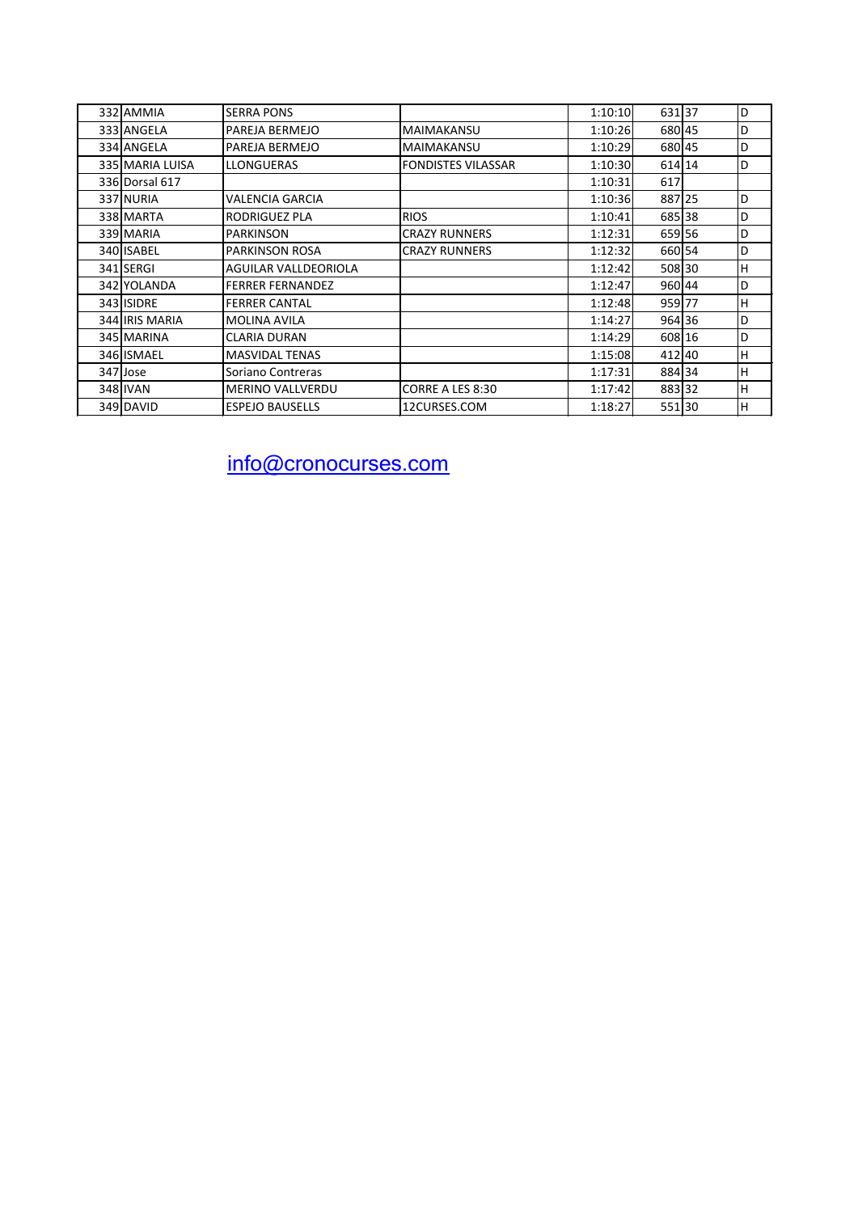| | | | | | | | |
|---|---|---|---|---|---|---|---|
| 332 | AMMIA | SERRA PONS | | 1:10:10 | 631 | 37 | D |
| 333 | ANGELA | PAREJA BERMEJO | MAIMAKANSU | 1:10:26 | 680 | 45 | D |
| 334 | ANGELA | PAREJA BERMEJO | MAIMAKANSU | 1:10:29 | 680 | 45 | D |
| 335 | MARIA LUISA | LLONGUERAS | FONDISTES VILASSAR | 1:10:30 | 614 | 14 | D |
| 336 | Dorsal 617 | | | 1:10:31 | 617 | | |
| 337 | NURIA | VALENCIA GARCIA | | 1:10:36 | 887 | 25 | D |
| 338 | MARTA | RODRIGUEZ PLA | RIOS | 1:10:41 | 685 | 38 | D |
| 339 | MARIA | PARKINSON | CRAZY RUNNERS | 1:12:31 | 659 | 56 | D |
| 340 | ISABEL | PARKINSON ROSA | CRAZY RUNNERS | 1:12:32 | 660 | 54 | D |
| 341 | SERGI | AGUILAR VALLDEORIOLA | | 1:12:42 | 508 | 30 | H |
| 342 | YOLANDA | FERRER FERNANDEZ | | 1:12:47 | 960 | 44 | D |
| 343 | ISIDRE | FERRER CANTAL | | 1:12:48 | 959 | 77 | H |
| 344 | IRIS MARIA | MOLINA AVILA | | 1:14:27 | 964 | 36 | D |
| 345 | MARINA | CLARIA DURAN | | 1:14:29 | 608 | 16 | D |
| 346 | ISMAEL | MASVIDAL TENAS | | 1:15:08 | 412 | 40 | H |
| 347 | Jose | Soriano Contreras | | 1:17:31 | 884 | 34 | H |
| 348 | IVAN | MERINO VALLVERDU | CORRE A LES 8:30 | 1:17:42 | 883 | 32 | H |
| 349 | DAVID | ESPEJO BAUSELLS | 12CURSES.COM | 1:18:27 | 551 | 30 | H |

info@cronocurses.com